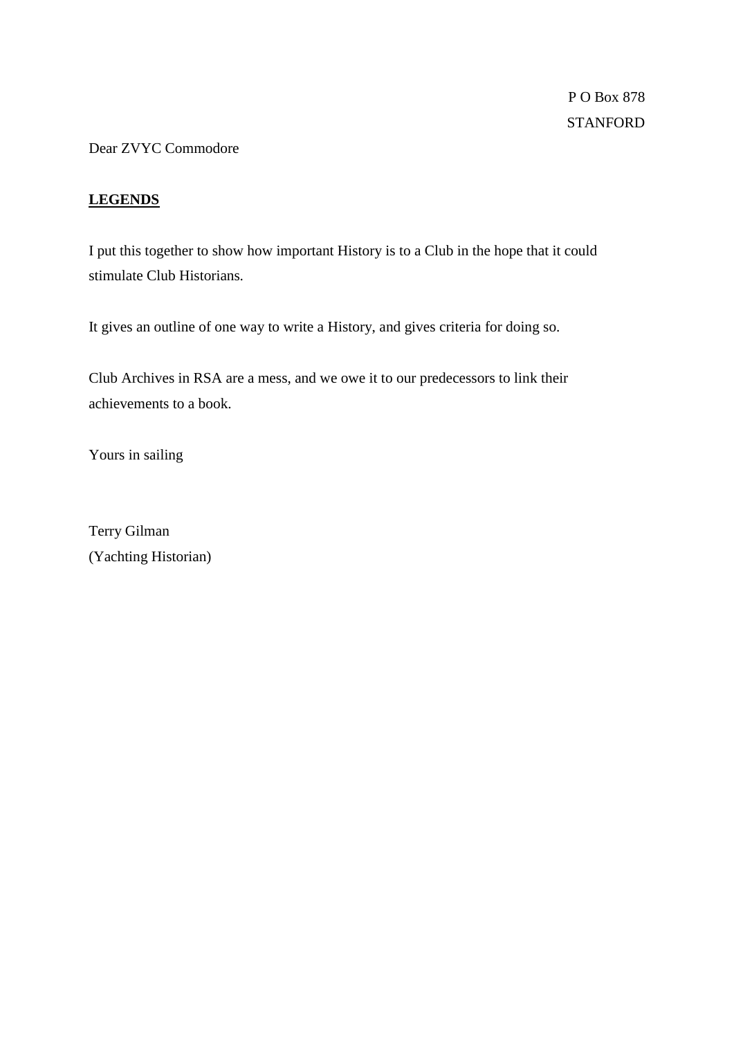P O Box 878
STANFORD

Dear ZVYC Commodore

**LEGENDS**

I put this together to show how important History is to a Club in the hope that it could stimulate Club Historians.

It gives an outline of one way to write a History, and gives criteria for doing so.

Club Archives in RSA are a mess, and we owe it to our predecessors to link their achievements to a book.

Yours in sailing

Terry Gilman
(Yachting Historian)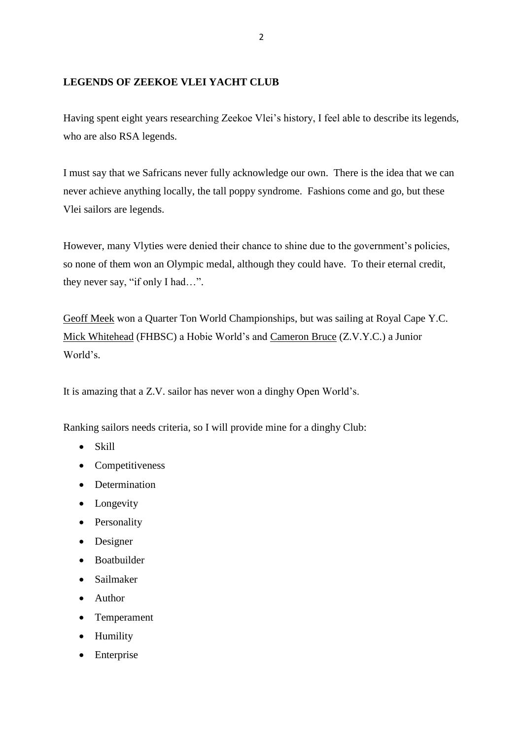**LEGENDS OF ZEEKOE VLEI YACHT CLUB**

Having spent eight years researching Zeekoe Vlei's history, I feel able to describe its legends, who are also RSA legends.

I must say that we Safricans never fully acknowledge our own. There is the idea that we can never achieve anything locally, the tall poppy syndrome. Fashions come and go, but these Vlei sailors are legends.

However, many Vlyties were denied their chance to shine due to the government's policies, so none of them won an Olympic medal, although they could have. To their eternal credit, they never say, "if only I had…".

<u>Geoff Meek</u> won a Quarter Ton World Championships, but was sailing at Royal Cape Y.C. <u>Mick Whitehead</u> (FHBSC) a Hobie World's and <u>Cameron Bruce</u> (Z.V.Y.C.) a Junior World's.

It is amazing that a Z.V. sailor has never won a dinghy Open World's.

Ranking sailors needs criteria, so I will provide mine for a dinghy Club:

- Skill
- Competitiveness
- Determination
- Longevity
- Personality
- Designer
- Boatbuilder
- Sailmaker
- Author
- Temperament
- Humility
- Enterprise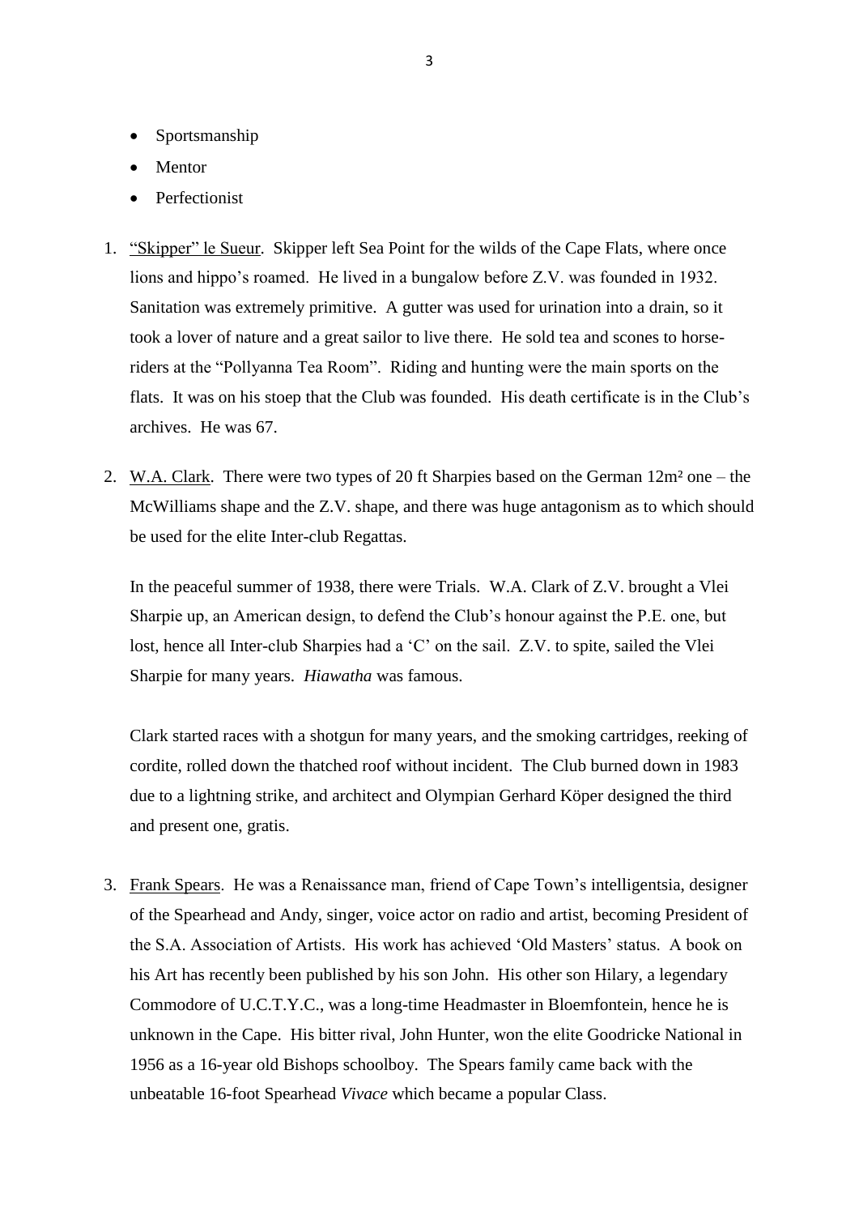- Sportsmanship
- Mentor
- Perfectionist

1. <u>“Skipper” le Sueur</u>. Skipper left Sea Point for the wilds of the Cape Flats, where once lions and hippo’s roamed. He lived in a bungalow before Z.V. was founded in 1932. Sanitation was extremely primitive. A gutter was used for urination into a drain, so it took a lover of nature and a great sailor to live there. He sold tea and scones to horse-riders at the “Pollyanna Tea Room”. Riding and hunting were the main sports on the flats. It was on his stoep that the Club was founded. His death certificate is in the Club’s archives. He was 67.

2. <u>W.A. Clark</u>. There were two types of 20 ft Sharpies based on the German 12m² one – the McWilliams shape and the Z.V. shape, and there was huge antagonism as to which should be used for the elite Inter-club Regattas.

   In the peaceful summer of 1938, there were Trials. W.A. Clark of Z.V. brought a Vlei Sharpie up, an American design, to defend the Club’s honour against the P.E. one, but lost, hence all Inter-club Sharpies had a ‘C’ on the sail. Z.V. to spite, sailed the Vlei Sharpie for many years. *Hiawatha* was famous.

   Clark started races with a shotgun for many years, and the smoking cartridges, reeking of cordite, rolled down the thatched roof without incident. The Club burned down in 1983 due to a lightning strike, and architect and Olympian Gerhard Köper designed the third and present one, gratis.

3. <u>Frank Spears</u>. He was a Renaissance man, friend of Cape Town’s intelligentsia, designer of the Spearhead and Andy, singer, voice actor on radio and artist, becoming President of the S.A. Association of Artists. His work has achieved ‘Old Masters’ status. A book on his Art has recently been published by his son John. His other son Hilary, a legendary Commodore of U.C.T.Y.C., was a long-time Headmaster in Bloemfontein, hence he is unknown in the Cape. His bitter rival, John Hunter, won the elite Goodricke National in 1956 as a 16-year old Bishops schoolboy. The Spears family came back with the unbeatable 16-foot Spearhead *Vivace* which became a popular Class.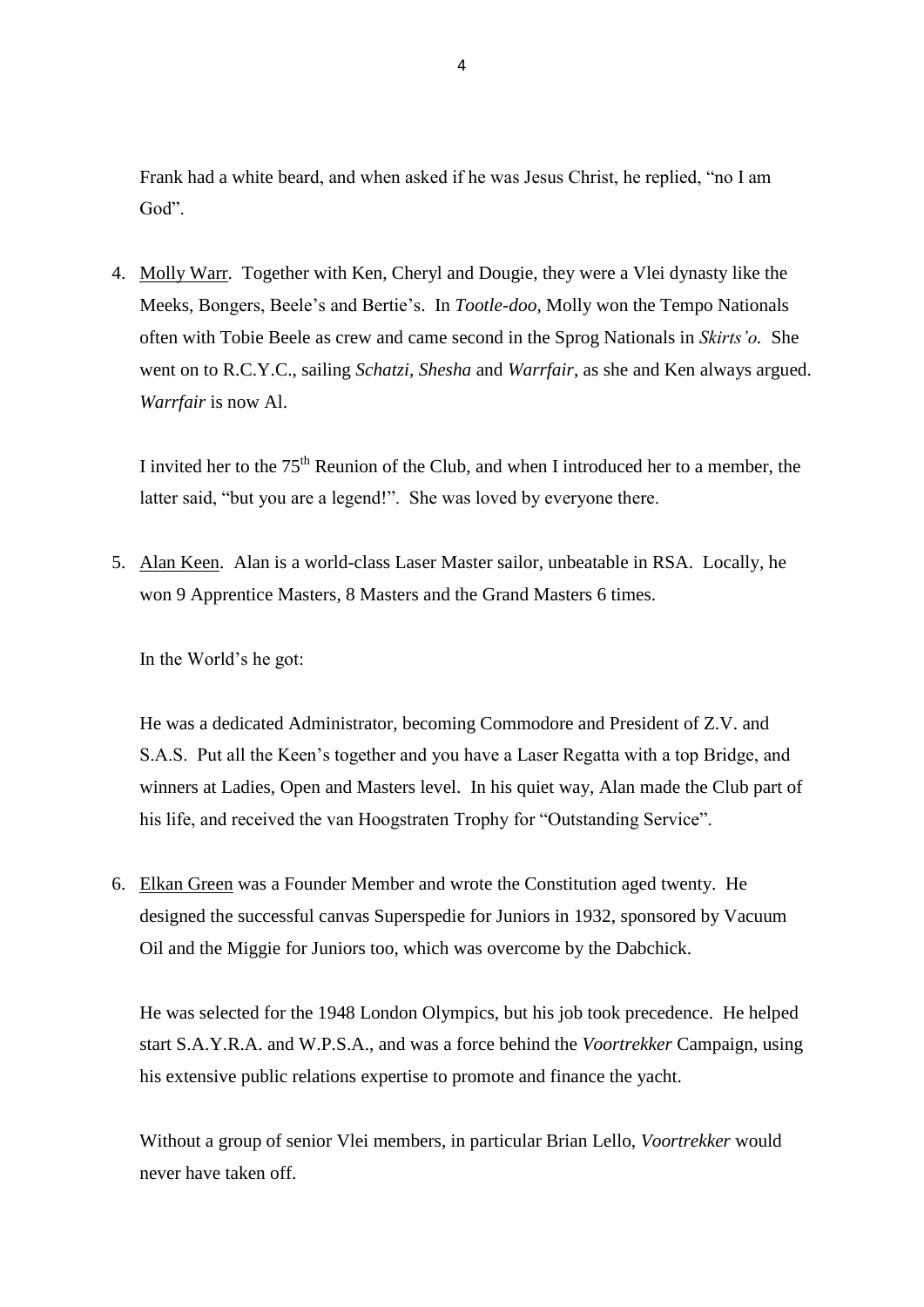Frank had a white beard, and when asked if he was Jesus Christ, he replied, "no I am God".

4. Molly Warr. Together with Ken, Cheryl and Dougie, they were a Vlei dynasty like the Meeks, Bongers, Beele's and Bertie's. In *Tootle-doo*, Molly won the Tempo Nationals often with Tobie Beele as crew and came second in the Sprog Nationals in *Skirts'o*. She went on to R.C.Y.C., sailing *Schatzi, Shesha* and *Warrfair*, as she and Ken always argued. *Warrfair* is now Al.

   I invited her to the 75th Reunion of the Club, and when I introduced her to a member, the latter said, "but you are a legend!". She was loved by everyone there.

5. Alan Keen. Alan is a world-class Laser Master sailor, unbeatable in RSA. Locally, he won 9 Apprentice Masters, 8 Masters and the Grand Masters 6 times.

   In the World's he got:

   He was a dedicated Administrator, becoming Commodore and President of Z.V. and S.A.S. Put all the Keen's together and you have a Laser Regatta with a top Bridge, and winners at Ladies, Open and Masters level. In his quiet way, Alan made the Club part of his life, and received the van Hoogstraten Trophy for "Outstanding Service".

6. Elkan Green was a Founder Member and wrote the Constitution aged twenty. He designed the successful canvas Superspedie for Juniors in 1932, sponsored by Vacuum Oil and the Miggie for Juniors too, which was overcome by the Dabchick.

   He was selected for the 1948 London Olympics, but his job took precedence. He helped start S.A.Y.R.A. and W.P.S.A., and was a force behind the *Voortrekker* Campaign, using his extensive public relations expertise to promote and finance the yacht.

   Without a group of senior Vlei members, in particular Brian Lello, *Voortrekker* would never have taken off.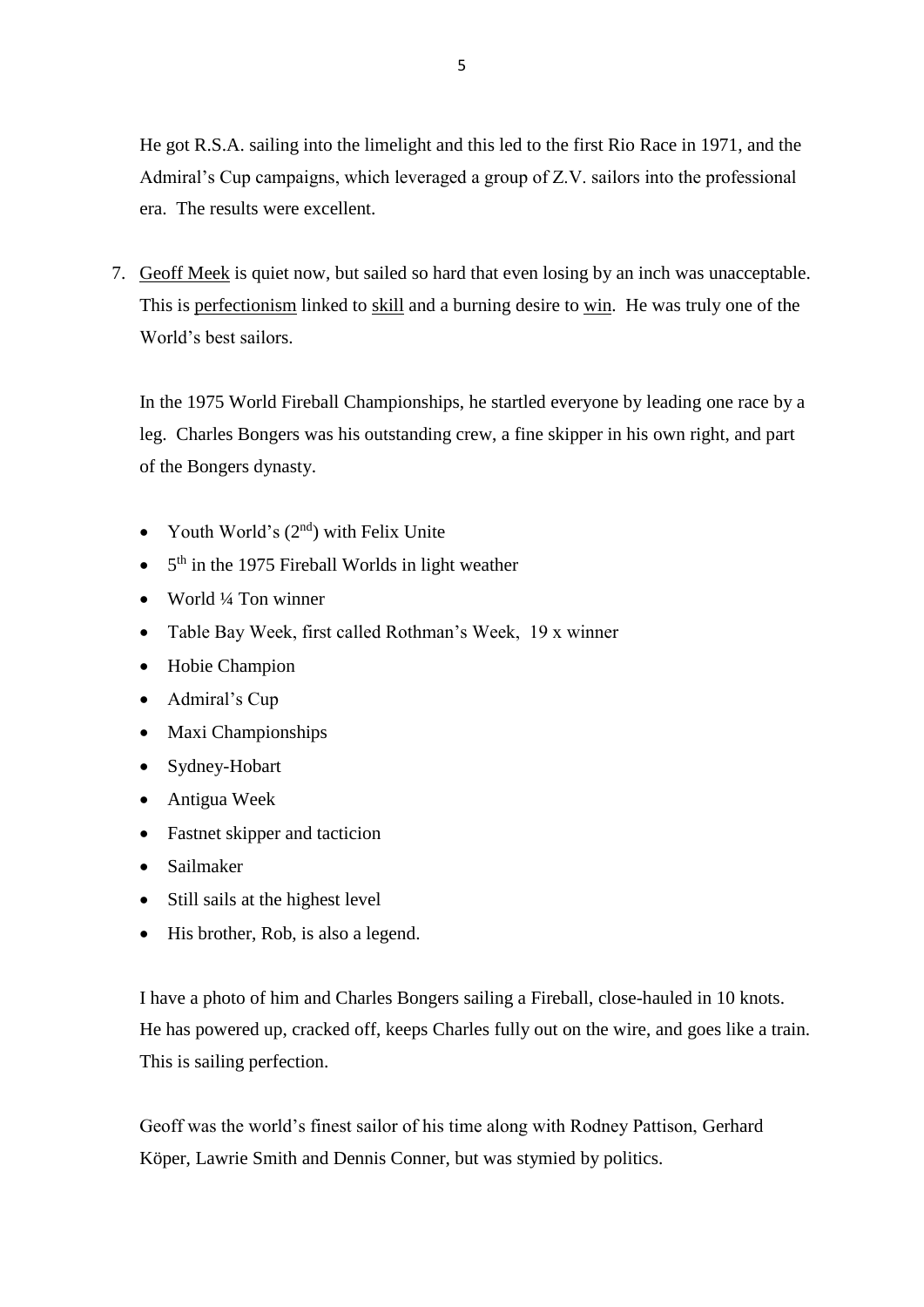He got R.S.A. sailing into the limelight and this led to the first Rio Race in 1971, and the Admiral's Cup campaigns, which leveraged a group of Z.V. sailors into the professional era. The results were excellent.

7. <u>Geoff Meek</u> is quiet now, but sailed so hard that even losing by an inch was unacceptable. This is <u>perfectionism</u> linked to <u>skill</u> and a burning desire to <u>win</u>. He was truly one of the World's best sailors.

   In the 1975 World Fireball Championships, he startled everyone by leading one race by a leg. Charles Bongers was his outstanding crew, a fine skipper in his own right, and part of the Bongers dynasty.

   - Youth World's (2nd) with Felix Unite
   - 5th in the 1975 Fireball Worlds in light weather
   - World ¼ Ton winner
   - Table Bay Week, first called Rothman's Week, 19 x winner
   - Hobie Champion
   - Admiral's Cup
   - Maxi Championships
   - Sydney-Hobart
   - Antigua Week
   - Fastnet skipper and tacticion
   - Sailmaker
   - Still sails at the highest level
   - His brother, Rob, is also a legend.

   I have a photo of him and Charles Bongers sailing a Fireball, close-hauled in 10 knots. He has powered up, cracked off, keeps Charles fully out on the wire, and goes like a train. This is sailing perfection.

   Geoff was the world's finest sailor of his time along with Rodney Pattison, Gerhard Köper, Lawrie Smith and Dennis Conner, but was stymied by politics.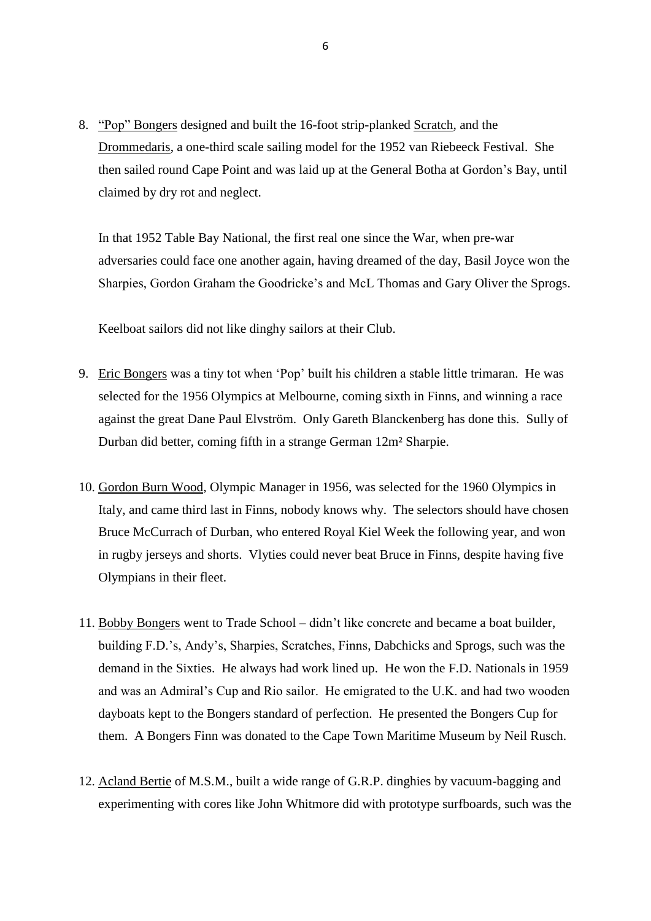8. <u>"Pop" Bongers</u> designed and built the 16-foot strip-planked <u>Scratch</u>, and the <u>Drommedaris</u>, a one-third scale sailing model for the 1952 van Riebeeck Festival. She then sailed round Cape Point and was laid up at the General Botha at Gordon's Bay, until claimed by dry rot and neglect.

   In that 1952 Table Bay National, the first real one since the War, when pre-war adversaries could face one another again, having dreamed of the day, Basil Joyce won the Sharpies, Gordon Graham the Goodricke's and McL Thomas and Gary Oliver the Sprogs.

   Keelboat sailors did not like dinghy sailors at their Club.

9. <u>Eric Bongers</u> was a tiny tot when 'Pop' built his children a stable little trimaran. He was selected for the 1956 Olympics at Melbourne, coming sixth in Finns, and winning a race against the great Dane Paul Elvström. Only Gareth Blanckenberg has done this. Sully of Durban did better, coming fifth in a strange German 12m² Sharpie.

10. <u>Gordon Burn Wood</u>, Olympic Manager in 1956, was selected for the 1960 Olympics in Italy, and came third last in Finns, nobody knows why. The selectors should have chosen Bruce McCurrach of Durban, who entered Royal Kiel Week the following year, and won in rugby jerseys and shorts. Vlyties could never beat Bruce in Finns, despite having five Olympians in their fleet.

11. <u>Bobby Bongers</u> went to Trade School – didn't like concrete and became a boat builder, building F.D.'s, Andy's, Sharpies, Scratches, Finns, Dabchicks and Sprogs, such was the demand in the Sixties. He always had work lined up. He won the F.D. Nationals in 1959 and was an Admiral's Cup and Rio sailor. He emigrated to the U.K. and had two wooden dayboats kept to the Bongers standard of perfection. He presented the Bongers Cup for them. A Bongers Finn was donated to the Cape Town Maritime Museum by Neil Rusch.

12. <u>Acland Bertie</u> of M.S.M., built a wide range of G.R.P. dinghies by vacuum-bagging and experimenting with cores like John Whitmore did with prototype surfboards, such was the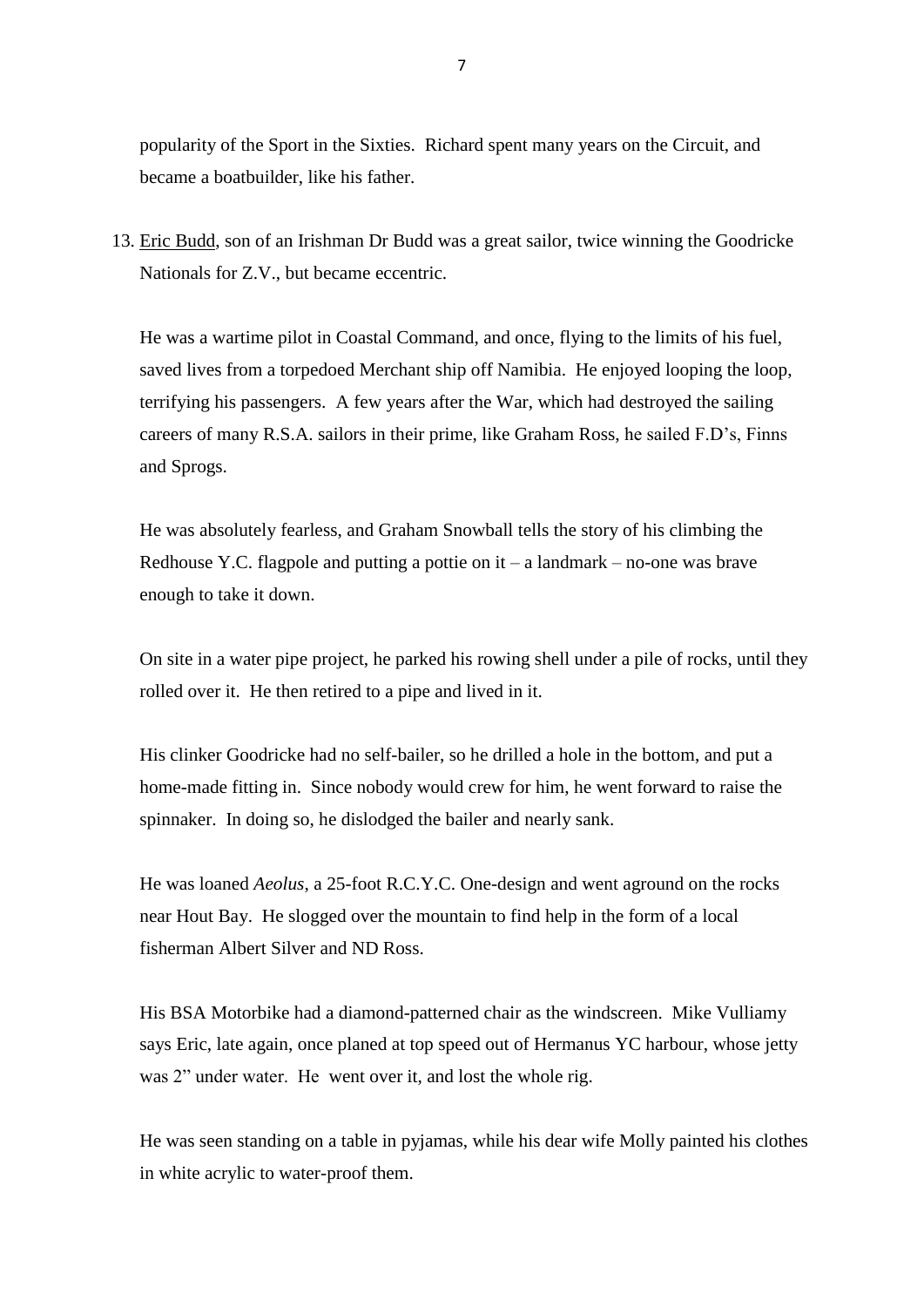popularity of the Sport in the Sixties. Richard spent many years on the Circuit, and became a boatbuilder, like his father.

13. <u>Eric Budd</u>, son of an Irishman Dr Budd was a great sailor, twice winning the Goodricke Nationals for Z.V., but became eccentric.

    He was a wartime pilot in Coastal Command, and once, flying to the limits of his fuel, saved lives from a torpedoed Merchant ship off Namibia. He enjoyed looping the loop, terrifying his passengers. A few years after the War, which had destroyed the sailing careers of many R.S.A. sailors in their prime, like Graham Ross, he sailed F.D's, Finns and Sprogs.

    He was absolutely fearless, and Graham Snowball tells the story of his climbing the Redhouse Y.C. flagpole and putting a pottie on it – a landmark – no-one was brave enough to take it down.

    On site in a water pipe project, he parked his rowing shell under a pile of rocks, until they rolled over it. He then retired to a pipe and lived in it.

    His clinker Goodricke had no self-bailer, so he drilled a hole in the bottom, and put a home-made fitting in. Since nobody would crew for him, he went forward to raise the spinnaker. In doing so, he dislodged the bailer and nearly sank.

    He was loaned *Aeolus*, a 25-foot R.C.Y.C. One-design and went aground on the rocks near Hout Bay. He slogged over the mountain to find help in the form of a local fisherman Albert Silver and ND Ross.

    His BSA Motorbike had a diamond-patterned chair as the windscreen. Mike Vulliamy says Eric, late again, once planed at top speed out of Hermanus YC harbour, whose jetty was 2" under water. He went over it, and lost the whole rig.

    He was seen standing on a table in pyjamas, while his dear wife Molly painted his clothes in white acrylic to water-proof them.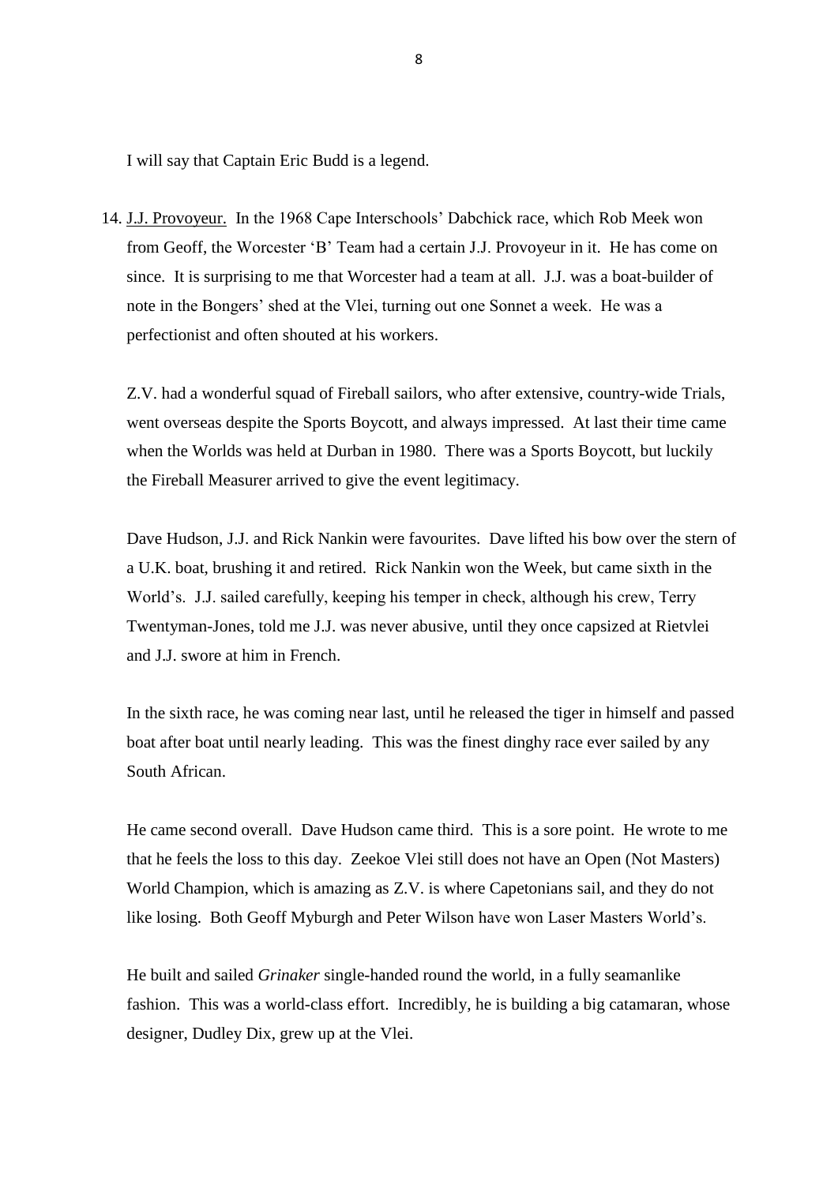I will say that Captain Eric Budd is a legend.

14. <u>J.J. Provoyeur.</u> In the 1968 Cape Interschools' Dabchick race, which Rob Meek won from Geoff, the Worcester 'B' Team had a certain J.J. Provoyeur in it. He has come on since. It is surprising to me that Worcester had a team at all. J.J. was a boat-builder of note in the Bongers' shed at the Vlei, turning out one Sonnet a week. He was a perfectionist and often shouted at his workers.

    Z.V. had a wonderful squad of Fireball sailors, who after extensive, country-wide Trials, went overseas despite the Sports Boycott, and always impressed. At last their time came when the Worlds was held at Durban in 1980. There was a Sports Boycott, but luckily the Fireball Measurer arrived to give the event legitimacy.

    Dave Hudson, J.J. and Rick Nankin were favourites. Dave lifted his bow over the stern of a U.K. boat, brushing it and retired. Rick Nankin won the Week, but came sixth in the World's. J.J. sailed carefully, keeping his temper in check, although his crew, Terry Twentyman-Jones, told me J.J. was never abusive, until they once capsized at Rietvlei and J.J. swore at him in French.

    In the sixth race, he was coming near last, until he released the tiger in himself and passed boat after boat until nearly leading. This was the finest dinghy race ever sailed by any South African.

    He came second overall. Dave Hudson came third. This is a sore point. He wrote to me that he feels the loss to this day. Zeekoe Vlei still does not have an Open (Not Masters) World Champion, which is amazing as Z.V. is where Capetonians sail, and they do not like losing. Both Geoff Myburgh and Peter Wilson have won Laser Masters World's.

    He built and sailed *Grinaker* single-handed round the world, in a fully seamanlike fashion. This was a world-class effort. Incredibly, he is building a big catamaran, whose designer, Dudley Dix, grew up at the Vlei.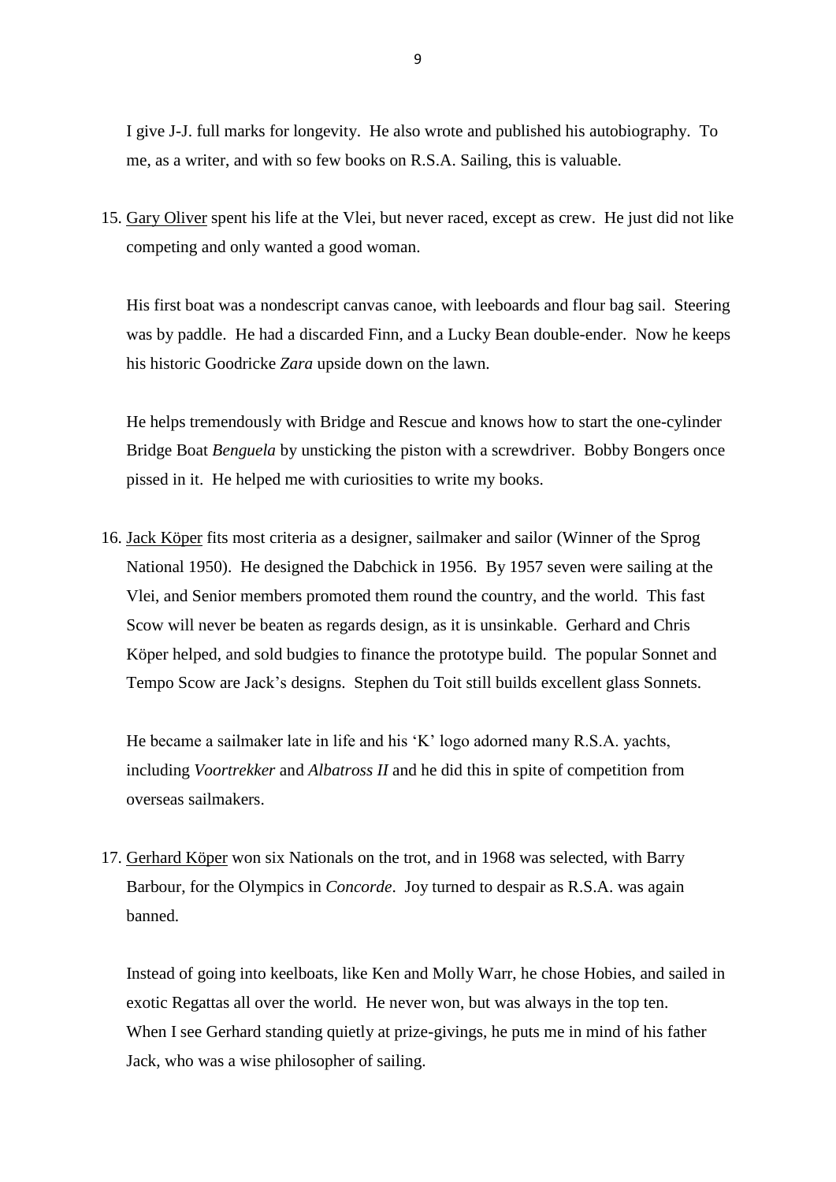I give J-J. full marks for longevity. He also wrote and published his autobiography. To me, as a writer, and with so few books on R.S.A. Sailing, this is valuable.

15. <u>Gary Oliver</u> spent his life at the Vlei, but never raced, except as crew. He just did not like competing and only wanted a good woman.

    His first boat was a nondescript canvas canoe, with leeboards and flour bag sail. Steering was by paddle. He had a discarded Finn, and a Lucky Bean double-ender. Now he keeps his historic Goodricke *Zara* upside down on the lawn.

    He helps tremendously with Bridge and Rescue and knows how to start the one-cylinder Bridge Boat *Benguela* by unsticking the piston with a screwdriver. Bobby Bongers once pissed in it. He helped me with curiosities to write my books.

16. <u>Jack Köper</u> fits most criteria as a designer, sailmaker and sailor (Winner of the Sprog National 1950). He designed the Dabchick in 1956. By 1957 seven were sailing at the Vlei, and Senior members promoted them round the country, and the world. This fast Scow will never be beaten as regards design, as it is unsinkable. Gerhard and Chris Köper helped, and sold budgies to finance the prototype build. The popular Sonnet and Tempo Scow are Jack's designs. Stephen du Toit still builds excellent glass Sonnets.

    He became a sailmaker late in life and his 'K' logo adorned many R.S.A. yachts, including *Voortrekker* and *Albatross II* and he did this in spite of competition from overseas sailmakers.

17. <u>Gerhard Köper</u> won six Nationals on the trot, and in 1968 was selected, with Barry Barbour, for the Olympics in *Concorde*. Joy turned to despair as R.S.A. was again banned.

    Instead of going into keelboats, like Ken and Molly Warr, he chose Hobies, and sailed in exotic Regattas all over the world. He never won, but was always in the top ten. When I see Gerhard standing quietly at prize-givings, he puts me in mind of his father Jack, who was a wise philosopher of sailing.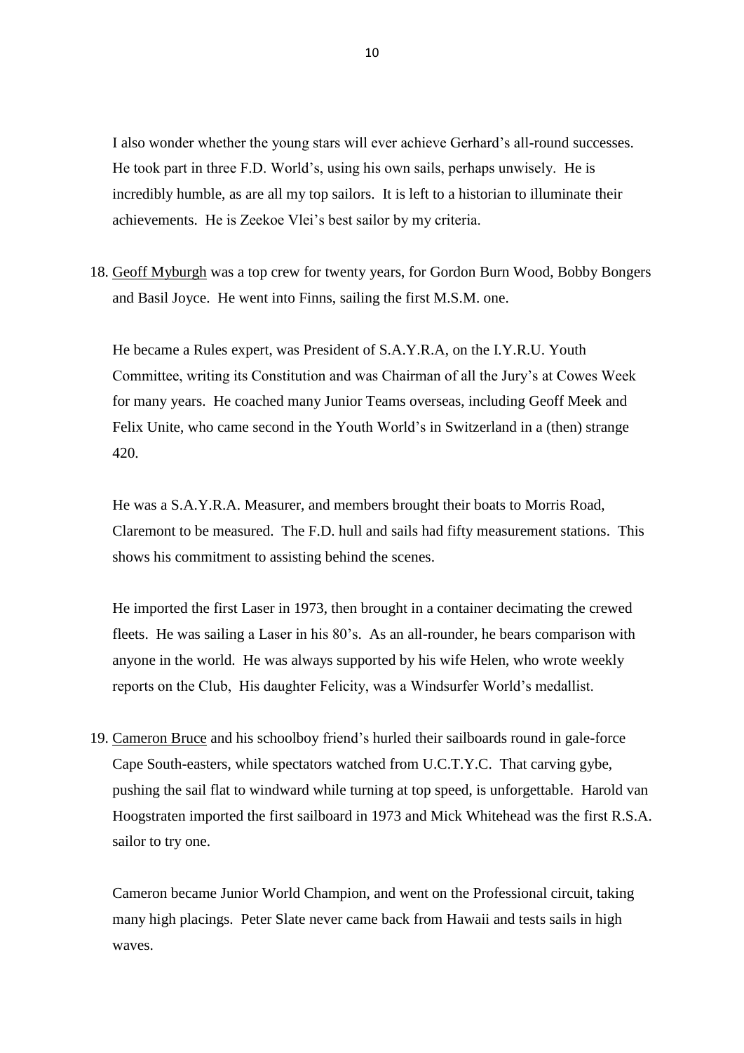I also wonder whether the young stars will ever achieve Gerhard's all-round successes. He took part in three F.D. World's, using his own sails, perhaps unwisely. He is incredibly humble, as are all my top sailors. It is left to a historian to illuminate their achievements. He is Zeekoe Vlei's best sailor by my criteria.

18. Geoff Myburgh was a top crew for twenty years, for Gordon Burn Wood, Bobby Bongers and Basil Joyce. He went into Finns, sailing the first M.S.M. one.

    He became a Rules expert, was President of S.A.Y.R.A, on the I.Y.R.U. Youth Committee, writing its Constitution and was Chairman of all the Jury's at Cowes Week for many years. He coached many Junior Teams overseas, including Geoff Meek and Felix Unite, who came second in the Youth World's in Switzerland in a (then) strange 420.

    He was a S.A.Y.R.A. Measurer, and members brought their boats to Morris Road, Claremont to be measured. The F.D. hull and sails had fifty measurement stations. This shows his commitment to assisting behind the scenes.

    He imported the first Laser in 1973, then brought in a container decimating the crewed fleets. He was sailing a Laser in his 80's. As an all-rounder, he bears comparison with anyone in the world. He was always supported by his wife Helen, who wrote weekly reports on the Club, His daughter Felicity, was a Windsurfer World's medallist.

19. Cameron Bruce and his schoolboy friend's hurled their sailboards round in gale-force Cape South-easters, while spectators watched from U.C.T.Y.C. That carving gybe, pushing the sail flat to windward while turning at top speed, is unforgettable. Harold van Hoogstraten imported the first sailboard in 1973 and Mick Whitehead was the first R.S.A. sailor to try one.

    Cameron became Junior World Champion, and went on the Professional circuit, taking many high placings. Peter Slate never came back from Hawaii and tests sails in high waves.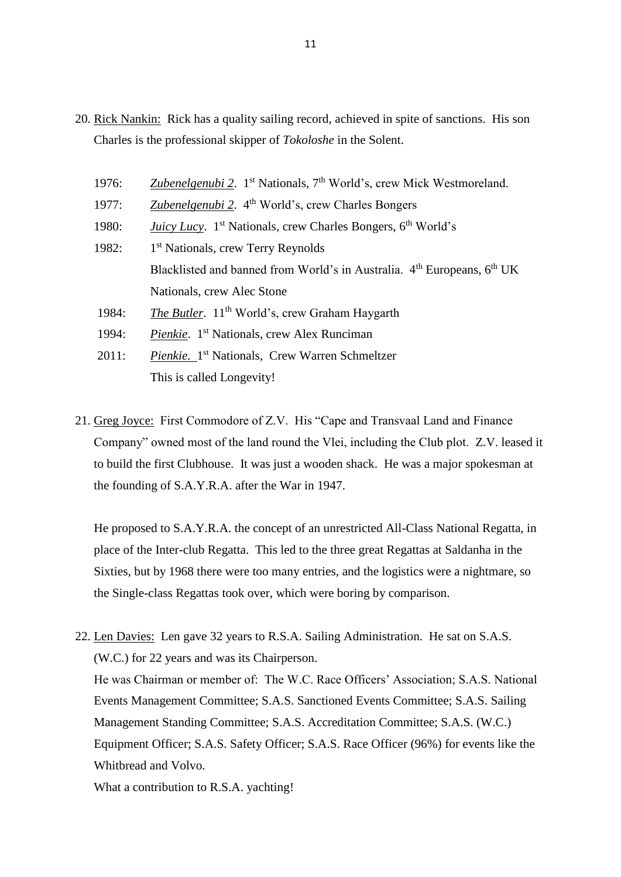20. Rick Nankin: Rick has a quality sailing record, achieved in spite of sanctions. His son Charles is the professional skipper of *Tokoloshe* in the Solent.

    1976: ***Zubenelgenubi 2***. 1st Nationals, 7th World's, crew Mick Westmoreland.
    1977: ***Zubenelgenubi 2***. 4th World's, crew Charles Bongers
    1980: ***Juicy Lucy***. 1st Nationals, crew Charles Bongers, 6th World's
    1982: 1st Nationals, crew Terry Reynolds
    Blacklisted and banned from World's in Australia. 4th Europeans, 6th UK Nationals, crew Alec Stone
    1984: ***The Butler***. 11th World's, crew Graham Haygarth
    1994: ***Pienkie***. 1st Nationals, crew Alex Runciman
    2011: ***Pienkie.*** 1st Nationals, Crew Warren Schmeltzer
    This is called Longevity!

21. Greg Joyce: First Commodore of Z.V. His "Cape and Transvaal Land and Finance Company" owned most of the land round the Vlei, including the Club plot. Z.V. leased it to build the first Clubhouse. It was just a wooden shack. He was a major spokesman at the founding of S.A.Y.R.A. after the War in 1947.

    He proposed to S.A.Y.R.A. the concept of an unrestricted All-Class National Regatta, in place of the Inter-club Regatta. This led to the three great Regattas at Saldanha in the Sixties, but by 1968 there were too many entries, and the logistics were a nightmare, so the Single-class Regattas took over, which were boring by comparison.

22. Len Davies: Len gave 32 years to R.S.A. Sailing Administration. He sat on S.A.S. (W.C.) for 22 years and was its Chairperson.
    He was Chairman or member of: The W.C. Race Officers' Association; S.A.S. National Events Management Committee; S.A.S. Sanctioned Events Committee; S.A.S. Sailing Management Standing Committee; S.A.S. Accreditation Committee; S.A.S. (W.C.) Equipment Officer; S.A.S. Safety Officer; S.A.S. Race Officer (96%) for events like the Whitbread and Volvo.
    What a contribution to R.S.A. yachting!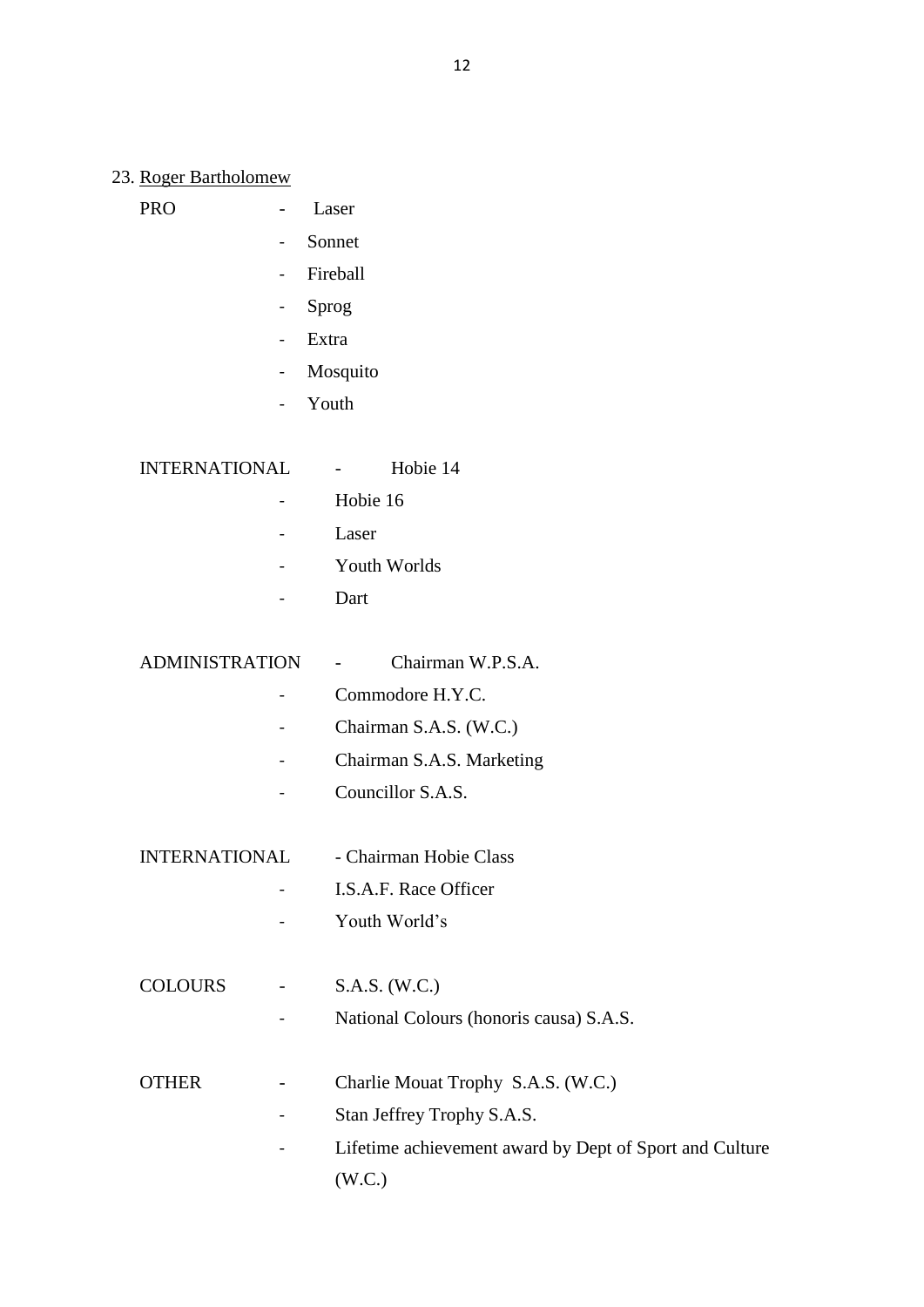23. <u>Roger Bartholomew</u>

PRO - Laser
- Sonnet
- Fireball
- Sprog
- Extra
- Mosquito
- Youth

INTERNATIONAL - Hobie 14
- Hobie 16
- Laser
- Youth Worlds
- Dart

ADMINISTRATION - Chairman W.P.S.A.
- Commodore H.Y.C.
- Chairman S.A.S. (W.C.)
- Chairman S.A.S. Marketing
- Councillor S.A.S.

INTERNATIONAL - Chairman Hobie Class
- I.S.A.F. Race Officer
- Youth World's

COLOURS - S.A.S. (W.C.)
- National Colours (honoris causa) S.A.S.

OTHER - Charlie Mouat Trophy S.A.S. (W.C.)
- Stan Jeffrey Trophy S.A.S.
- Lifetime achievement award by Dept of Sport and Culture (W.C.)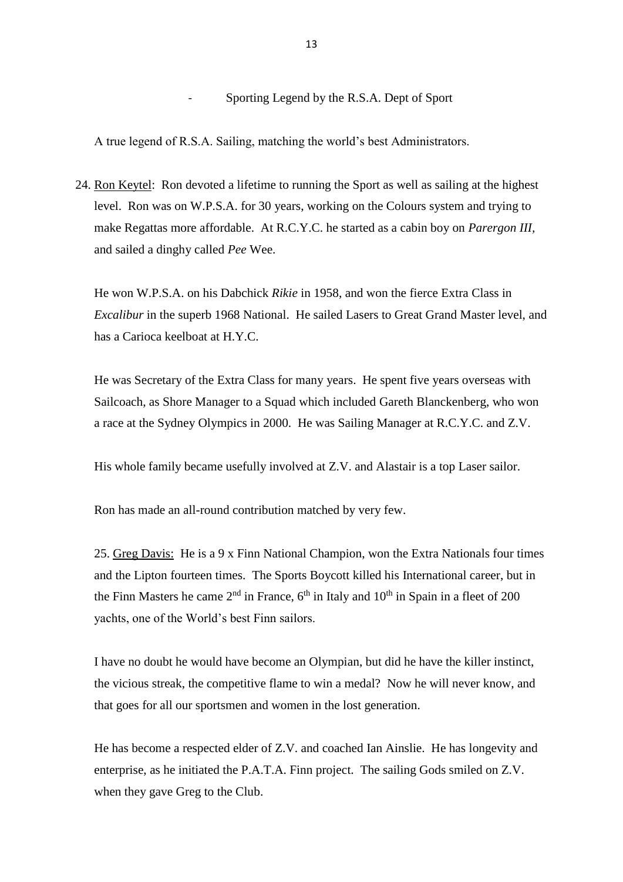- Sporting Legend by the R.S.A. Dept of Sport

A true legend of R.S.A. Sailing, matching the world's best Administrators.

24. Ron Keytel: Ron devoted a lifetime to running the Sport as well as sailing at the highest level. Ron was on W.P.S.A. for 30 years, working on the Colours system and trying to make Regattas more affordable. At R.C.Y.C. he started as a cabin boy on *Parergon III*, and sailed a dinghy called *Pee* Wee.

He won W.P.S.A. on his Dabchick *Rikie* in 1958, and won the fierce Extra Class in *Excalibur* in the superb 1968 National. He sailed Lasers to Great Grand Master level, and has a Carioca keelboat at H.Y.C.

He was Secretary of the Extra Class for many years. He spent five years overseas with Sailcoach, as Shore Manager to a Squad which included Gareth Blanckenberg, who won a race at the Sydney Olympics in 2000. He was Sailing Manager at R.C.Y.C. and Z.V.

His whole family became usefully involved at Z.V. and Alastair is a top Laser sailor.

Ron has made an all-round contribution matched by very few.

25. Greg Davis: He is a 9 x Finn National Champion, won the Extra Nationals four times and the Lipton fourteen times. The Sports Boycott killed his International career, but in the Finn Masters he came 2nd in France, 6th in Italy and 10th in Spain in a fleet of 200 yachts, one of the World's best Finn sailors.

I have no doubt he would have become an Olympian, but did he have the killer instinct, the vicious streak, the competitive flame to win a medal? Now he will never know, and that goes for all our sportsmen and women in the lost generation.

He has become a respected elder of Z.V. and coached Ian Ainslie. He has longevity and enterprise, as he initiated the P.A.T.A. Finn project. The sailing Gods smiled on Z.V. when they gave Greg to the Club.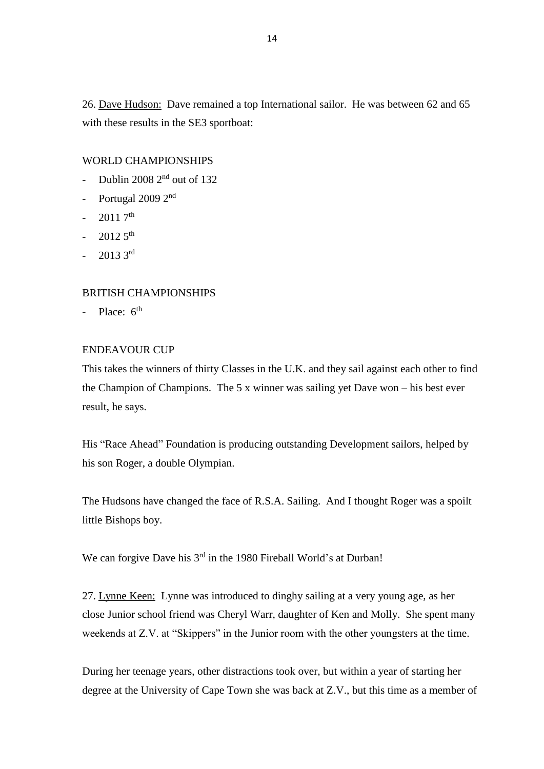26. Dave Hudson: Dave remained a top International sailor. He was between 62 and 65 with these results in the SE3 sportboat:

WORLD CHAMPIONSHIPS

- Dublin 2008 2nd out of 132
- Portugal 2009 2nd
- 2011 7th
- 2012 5th
- 2013 3rd

BRITISH CHAMPIONSHIPS

- Place: 6th

ENDEAVOUR CUP

This takes the winners of thirty Classes in the U.K. and they sail against each other to find the Champion of Champions. The 5 x winner was sailing yet Dave won – his best ever result, he says.

His "Race Ahead" Foundation is producing outstanding Development sailors, helped by his son Roger, a double Olympian.

The Hudsons have changed the face of R.S.A. Sailing. And I thought Roger was a spoilt little Bishops boy.

We can forgive Dave his 3rd in the 1980 Fireball World's at Durban!

27. Lynne Keen: Lynne was introduced to dinghy sailing at a very young age, as her close Junior school friend was Cheryl Warr, daughter of Ken and Molly. She spent many weekends at Z.V. at "Skippers" in the Junior room with the other youngsters at the time.

During her teenage years, other distractions took over, but within a year of starting her degree at the University of Cape Town she was back at Z.V., but this time as a member of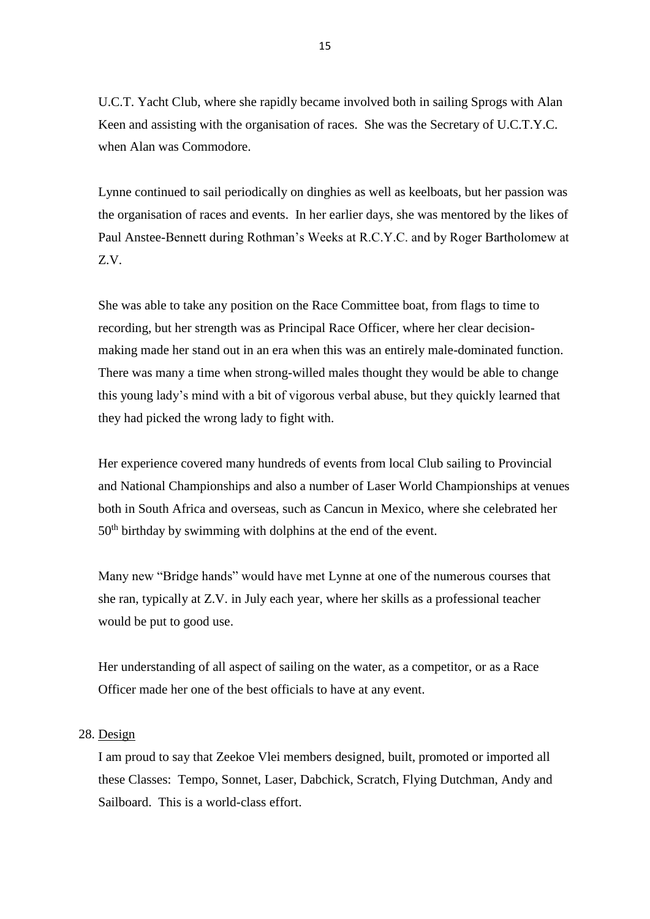U.C.T. Yacht Club, where she rapidly became involved both in sailing Sprogs with Alan Keen and assisting with the organisation of races. She was the Secretary of U.C.T.Y.C. when Alan was Commodore.

Lynne continued to sail periodically on dinghies as well as keelboats, but her passion was the organisation of races and events. In her earlier days, she was mentored by the likes of Paul Anstee-Bennett during Rothman's Weeks at R.C.Y.C. and by Roger Bartholomew at Z.V.

She was able to take any position on the Race Committee boat, from flags to time to recording, but her strength was as Principal Race Officer, where her clear decision-making made her stand out in an era when this was an entirely male-dominated function. There was many a time when strong-willed males thought they would be able to change this young lady's mind with a bit of vigorous verbal abuse, but they quickly learned that they had picked the wrong lady to fight with.

Her experience covered many hundreds of events from local Club sailing to Provincial and National Championships and also a number of Laser World Championships at venues both in South Africa and overseas, such as Cancun in Mexico, where she celebrated her 50th birthday by swimming with dolphins at the end of the event.

Many new "Bridge hands" would have met Lynne at one of the numerous courses that she ran, typically at Z.V. in July each year, where her skills as a professional teacher would be put to good use.

Her understanding of all aspect of sailing on the water, as a competitor, or as a Race Officer made her one of the best officials to have at any event.

28. <u>Design</u>

I am proud to say that Zeekoe Vlei members designed, built, promoted or imported all these Classes: Tempo, Sonnet, Laser, Dabchick, Scratch, Flying Dutchman, Andy and Sailboard. This is a world-class effort.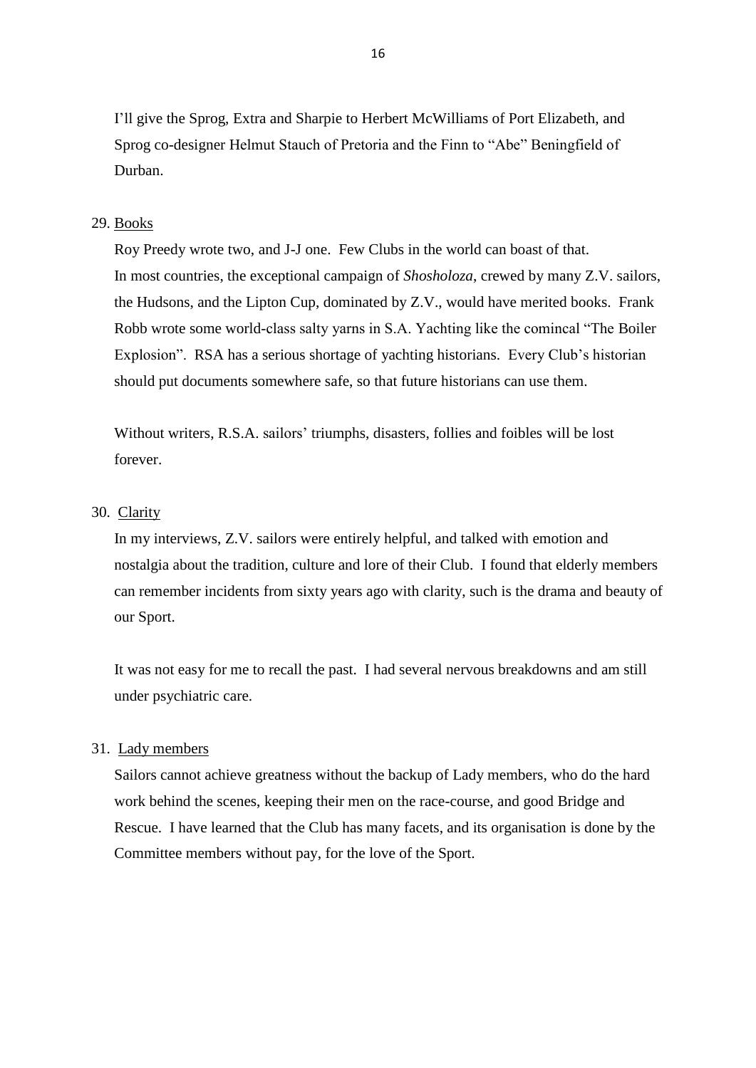I'll give the Sprog, Extra and Sharpie to Herbert McWilliams of Port Elizabeth, and Sprog co-designer Helmut Stauch of Pretoria and the Finn to "Abe" Beningfield of Durban.

29. <u>Books</u>

Roy Preedy wrote two, and J-J one. Few Clubs in the world can boast of that. In most countries, the exceptional campaign of *Shosholoza*, crewed by many Z.V. sailors, the Hudsons, and the Lipton Cup, dominated by Z.V., would have merited books. Frank Robb wrote some world-class salty yarns in S.A. Yachting like the comincal "The Boiler Explosion". RSA has a serious shortage of yachting historians. Every Club's historian should put documents somewhere safe, so that future historians can use them.

Without writers, R.S.A. sailors' triumphs, disasters, follies and foibles will be lost forever.

30. <u>Clarity</u>

In my interviews, Z.V. sailors were entirely helpful, and talked with emotion and nostalgia about the tradition, culture and lore of their Club. I found that elderly members can remember incidents from sixty years ago with clarity, such is the drama and beauty of our Sport.

It was not easy for me to recall the past. I had several nervous breakdowns and am still under psychiatric care.

31. <u>Lady members</u>

Sailors cannot achieve greatness without the backup of Lady members, who do the hard work behind the scenes, keeping their men on the race-course, and good Bridge and Rescue. I have learned that the Club has many facets, and its organisation is done by the Committee members without pay, for the love of the Sport.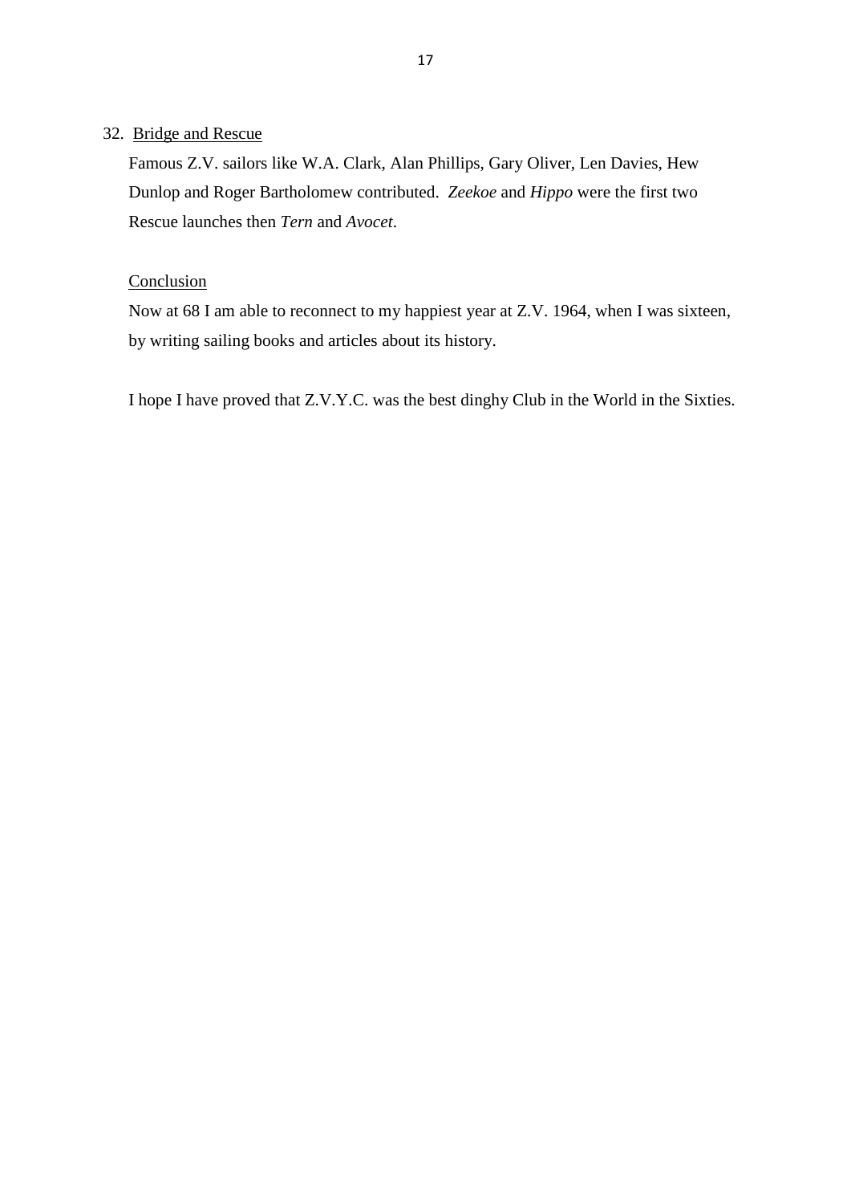32. Bridge and Rescue

Famous Z.V. sailors like W.A. Clark, Alan Phillips, Gary Oliver, Len Davies, Hew Dunlop and Roger Bartholomew contributed. *Zeekoe* and *Hippo* were the first two Rescue launches then *Tern* and *Avocet*.

Conclusion

Now at 68 I am able to reconnect to my happiest year at Z.V. 1964, when I was sixteen, by writing sailing books and articles about its history.

I hope I have proved that Z.V.Y.C. was the best dinghy Club in the World in the Sixties.